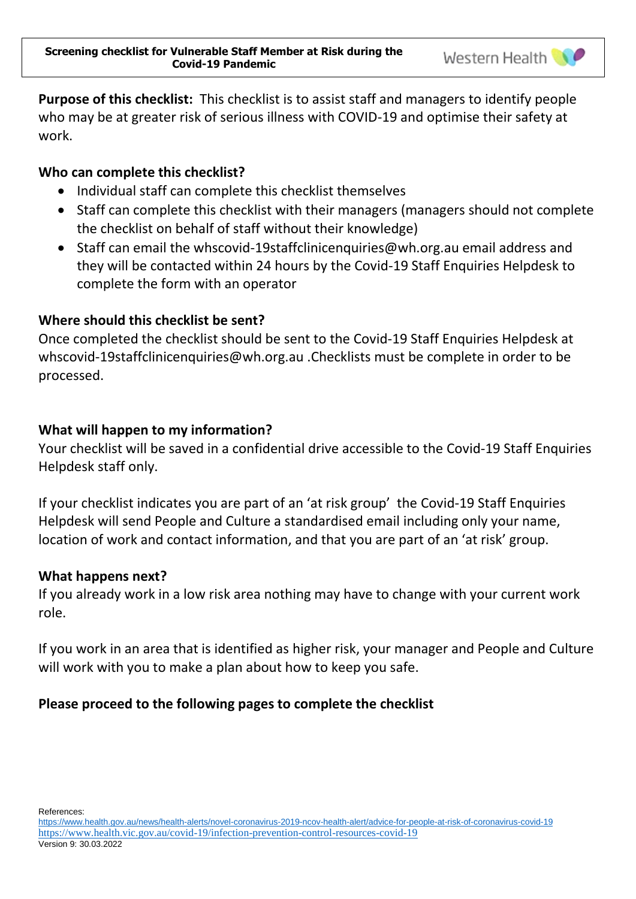**Screening checklist for Vulnerable Staff Member at Risk during the Covid-19 Pandemic**

Western Health

**Purpose of this checklist:** This checklist is to assist staff and managers to identify people who may be at greater risk of serious illness with COVID-19 and optimise their safety at work.

**Who can complete this checklist?**

- Individual staff can complete this checklist themselves
- Staff can complete this checklist with their managers (managers should not complete the checklist on behalf of staff without their knowledge)
- Staff can email the whscovid-19staffclinicenquiries@wh.org.au email address and they will be contacted within 24 hours by the Covid-19 Staff Enquiries Helpdesk to complete the form with an operator

**Where should this checklist be sent?**

Once completed the checklist should be sent to the Covid-19 Staff Enquiries Helpdesk at whscovid-19staffclinicenquiries@wh.org.au .Checklists must be complete in order to be processed.

**What will happen to my information?**

Your checklist will be saved in a confidential drive accessible to the Covid-19 Staff Enquiries Helpdesk staff only.

If your checklist indicates you are part of an 'at risk group' the Covid-19 Staff Enquiries Helpdesk will send People and Culture a standardised email including only your name, location of work and contact information, and that you are part of an 'at risk' group.

**What happens next?**

If you already work in a low risk area nothing may have to change with your current work role.

If you work in an area that is identified as higher risk, your manager and People and Culture will work with you to make a plan about how to keep you safe.

**Please proceed to the following pages to complete the checklist**

References:
https://www.health.gov.au/news/health-alerts/novel-coronavirus-2019-ncov-health-alert/advice-for-people-at-risk-of-coronavirus-covid-19
https://www.health.vic.gov.au/covid-19/infection-prevention-control-resources-covid-19
Version 9: 30.03.2022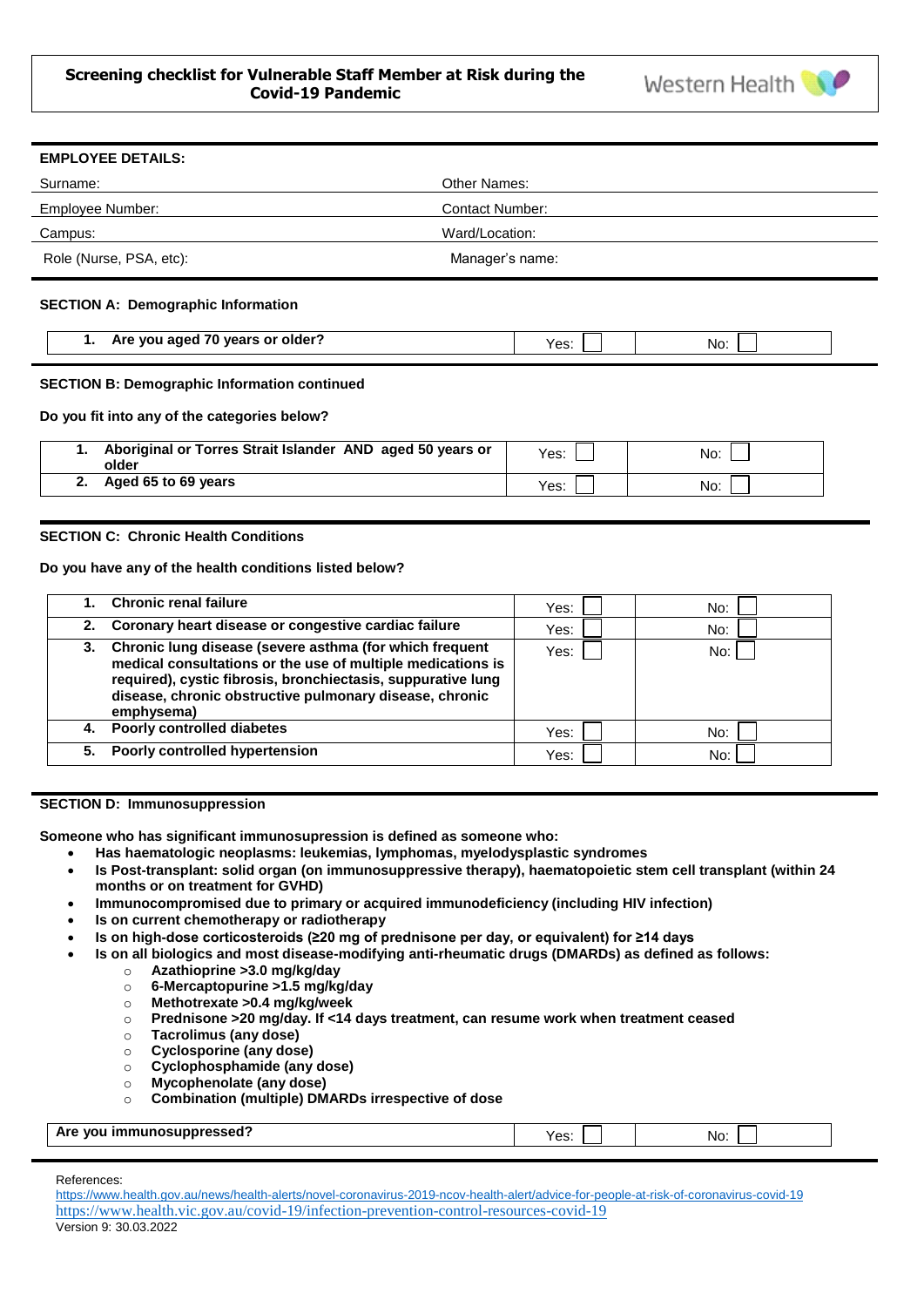# Screening checklist for Vulnerable Staff Member at Risk during the Covid-19 Pandemic

Western Health

**EMPLOYEE DETAILS:**

| | |
|---|---|
| Surname: | Other Names: |
| Employee Number: | Contact Number: |
| Campus: | Ward/Location: |
| Role (Nurse, PSA, etc): | Manager's name: |

**SECTION A: Demographic Information**

| | | |
|---|---|---|
| **1. Are you aged 70 years or older?** | Yes: ☐ | No: ☐ |

**SECTION B: Demographic Information continued**

**Do you fit into any of the categories below?**

| | | |
|---|---|---|
| **1. Aboriginal or Torres Strait Islander AND aged 50 years or older** | Yes: ☐ | No: ☐ |
| **2. Aged 65 to 69 years** | Yes: ☐ | No: ☐ |

**SECTION C: Chronic Health Conditions**

**Do you have any of the health conditions listed below?**

| | | |
|---|---|---|
| **1. Chronic renal failure** | Yes: ☐ | No: ☐ |
| **2. Coronary heart disease or congestive cardiac failure** | Yes: ☐ | No: ☐ |
| **3. Chronic lung disease (severe asthma (for which frequent medical consultations or the use of multiple medications is required), cystic fibrosis, bronchiectasis, suppurative lung disease, chronic obstructive pulmonary disease, chronic emphysema)** | Yes: ☐ | No: ☐ |
| **4. Poorly controlled diabetes** | Yes: ☐ | No: ☐ |
| **5. Poorly controlled hypertension** | Yes: ☐ | No: ☐ |

**SECTION D: Immunosuppression**

**Someone who has significant immunosupression is defined as someone who:**

- **Has haematologic neoplasms: leukemias, lymphomas, myelodysplastic syndromes**
- **Is Post-transplant: solid organ (on immunosuppressive therapy), haematopoietic stem cell transplant (within 24 months or on treatment for GVHD)**
- **Immunocompromised due to primary or acquired immunodeficiency (including HIV infection)**
- **Is on current chemotherapy or radiotherapy**
- **Is on high-dose corticosteroids (≥20 mg of prednisone per day, or equivalent) for ≥14 days**
- **Is on all biologics and most disease-modifying anti-rheumatic drugs (DMARDs) as defined as follows:**
  - **Azathioprine >3.0 mg/kg/day**
  - **6-Mercaptopurine >1.5 mg/kg/day**
  - **Methotrexate >0.4 mg/kg/week**
  - **Prednisone >20 mg/day. If <14 days treatment, can resume work when treatment ceased**
  - **Tacrolimus (any dose)**
  - **Cyclosporine (any dose)**
  - **Cyclophosphamide (any dose)**
  - **Mycophenolate (any dose)**
  - **Combination (multiple) DMARDs irrespective of dose**

| | | |
|---|---|---|
| **Are you immunosuppressed?** | Yes: ☐ | No: ☐ |

References:
https://www.health.gov.au/news/health-alerts/novel-coronavirus-2019-ncov-health-alert/advice-for-people-at-risk-of-coronavirus-covid-19
https://www.health.vic.gov.au/covid-19/infection-prevention-control-resources-covid-19
Version 9: 30.03.2022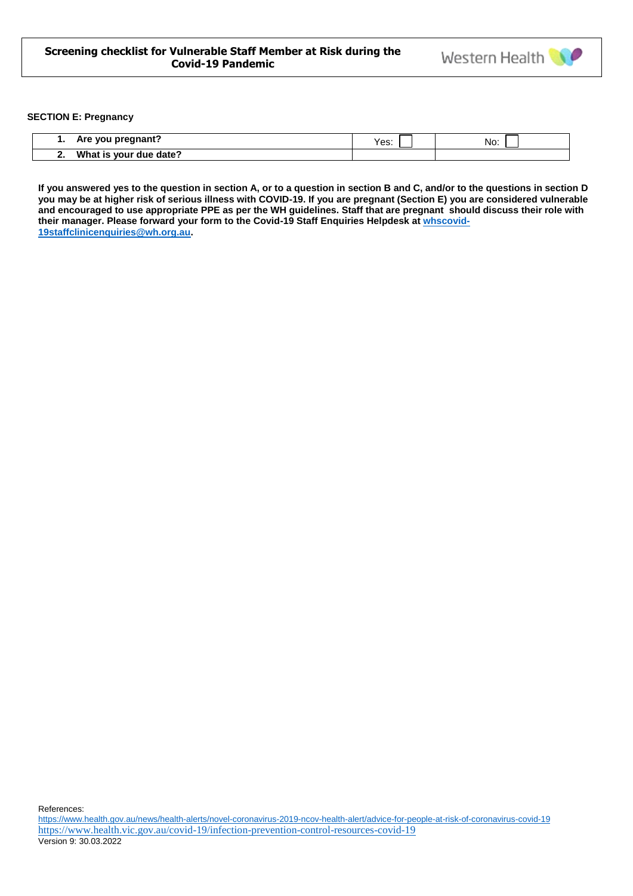**SECTION E: Pregnancy**

| | | | |
|---|---|---|---|
| 1. | **Are you pregnant?** | Yes: ☐ | No: ☐ |
| 2. | **What is your due date?** | | |

**If you answered yes to the question in section A, or to a question in section B and C, and/or to the questions in section D you may be at higher risk of serious illness with COVID-19. If you are pregnant (Section E) you are considered vulnerable and encouraged to use appropriate PPE as per the WH guidelines. Staff that are pregnant should discuss their role with their manager. Please forward your form to the Covid-19 Staff Enquiries Helpdesk at whscovid-19staffclinicenquiries@wh.org.au.**

References:
https://www.health.gov.au/news/health-alerts/novel-coronavirus-2019-ncov-health-alert/advice-for-people-at-risk-of-coronavirus-covid-19
https://www.health.vic.gov.au/covid-19/infection-prevention-control-resources-covid-19
Version 9: 30.03.2022